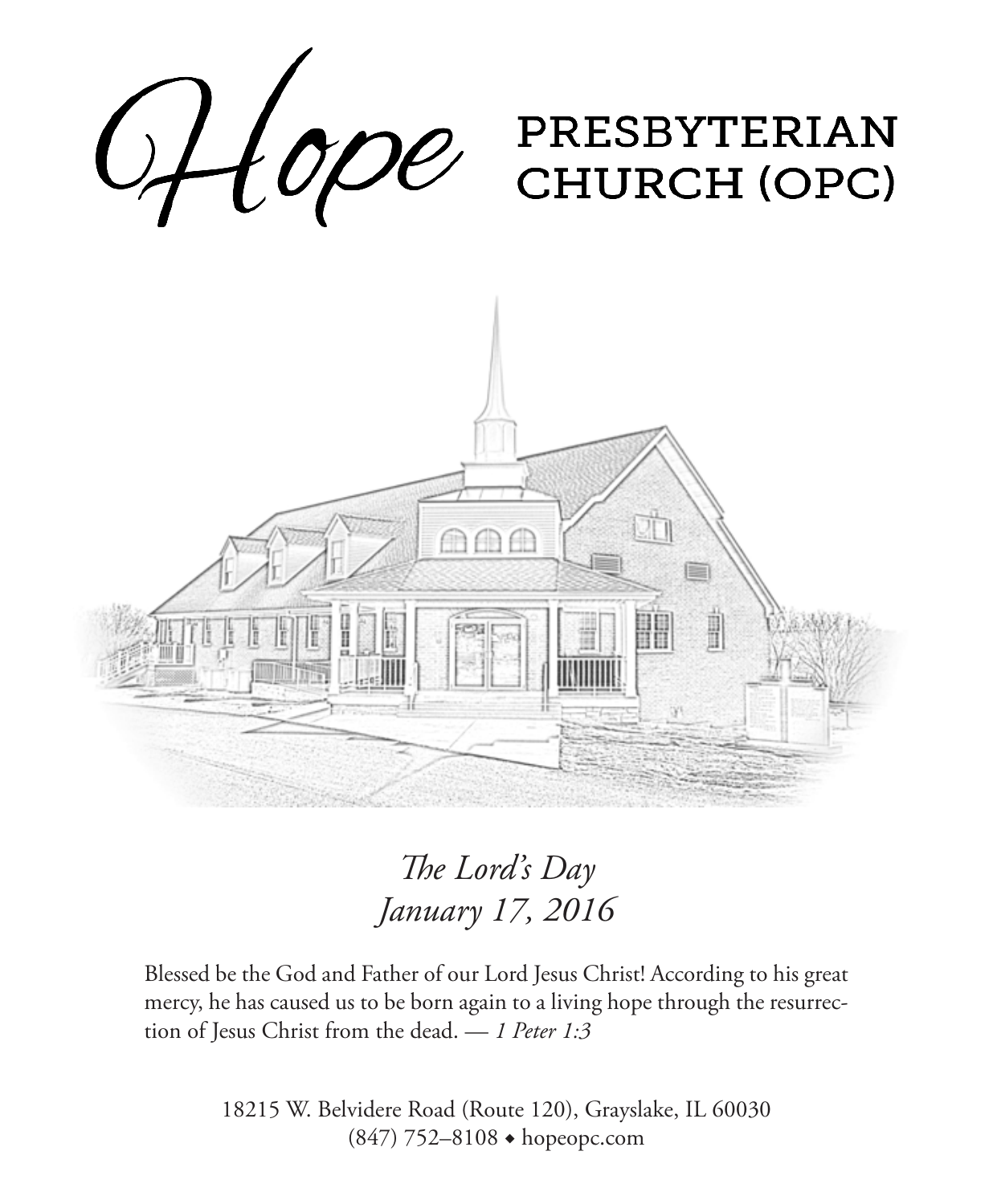# Hope PRESBYTERIAN CHURCH (OPC)

*The Lord's Day*
*January 17, 2016*

Blessed be the God and Father of our Lord Jesus Christ! According to his great mercy, he has caused us to be born again to a living hope through the resurrection of Jesus Christ from the dead. — *1 Peter 1:3*

18215 W. Belvidere Road (Route 120), Grayslake, IL 60030
(847) 752–8108 ◆ hopeopc.com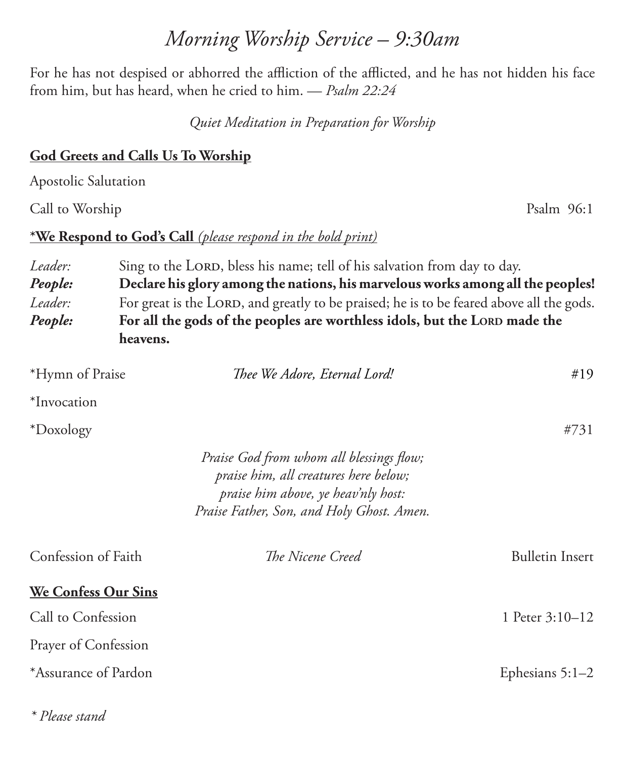# *Morning Worship Service – 9:30am*

For he has not despised or abhorred the affliction of the afflicted, and he has not hidden his face from him, but has heard, when he cried to him. — *Psalm 22:24*

*Quiet Meditation in Preparation for Worship*

## God Greets and Calls Us To Worship

Apostolic Salutation

Call to Worship — Psalm 96:1

## *We Respond to God's Call *(please respond in the bold print)*

*Leader:* Sing to the LORD, bless his name; tell of his salvation from day to day.

***People:*** **Declare his glory among the nations, his marvelous works among all the peoples!**

*Leader:* For great is the LORD, and greatly to be praised; he is to be feared above all the gods.

***People:*** **For all the gods of the peoples are worthless idols, but the LORD made the heavens.**

*Hymn of Praise — *Thee We Adore, Eternal Lord!* — #19

*Invocation

*Doxology — #731

*Praise God from whom all blessings flow;*
*praise him, all creatures here below;*
*praise him above, ye heav'nly host:*
*Praise Father, Son, and Holy Ghost. Amen.*

Confession of Faith — *The Nicene Creed* — Bulletin Insert

## We Confess Our Sins

Call to Confession — 1 Peter 3:10–12

Prayer of Confession

*Assurance of Pardon — Ephesians 5:1–2

*\* Please stand*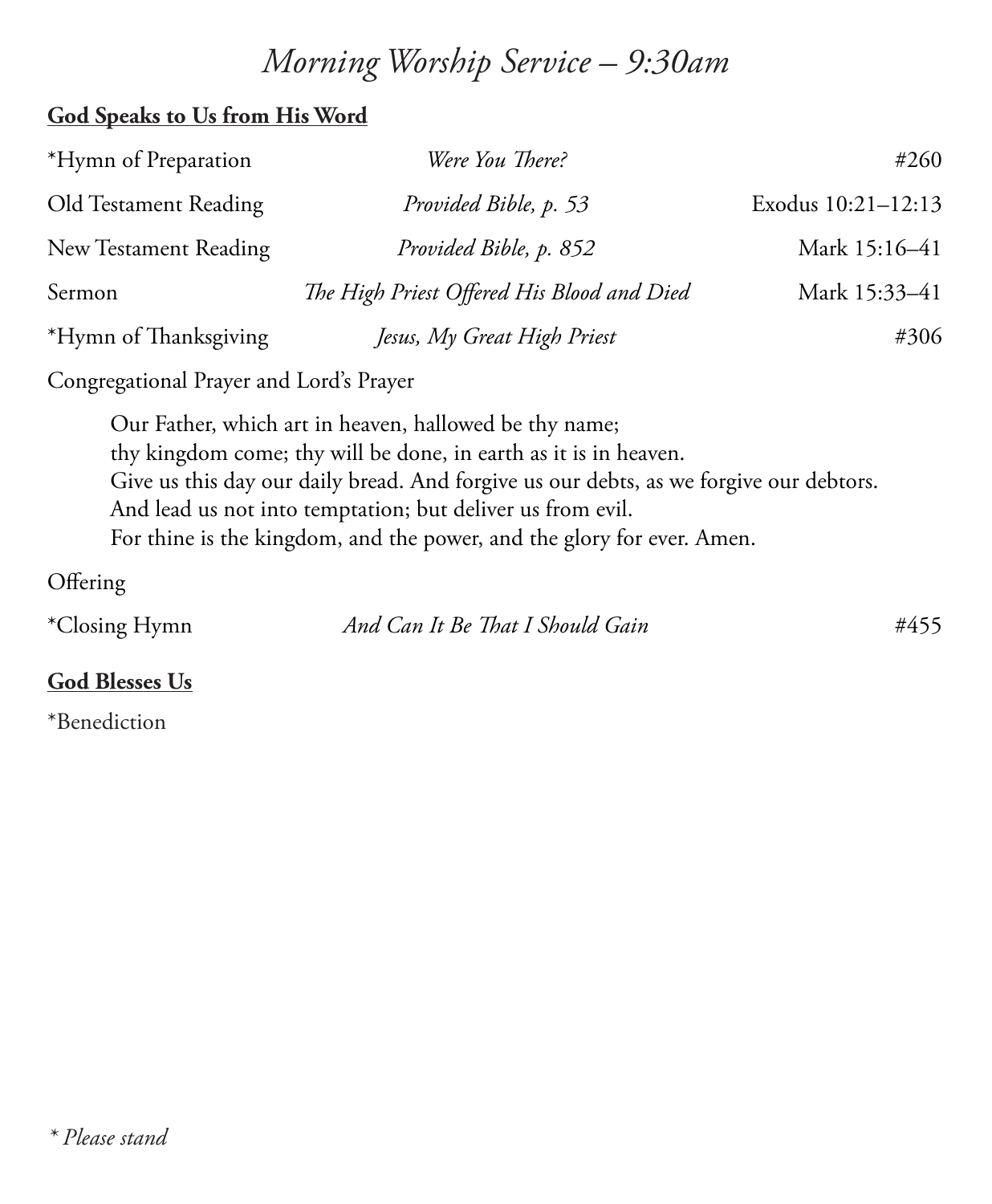# *Morning Worship Service – 9:30am*

**God Speaks to Us from His Word**

| | | |
|---|---|---|
| *Hymn of Preparation | *Were You There?* | #260 |
| Old Testament Reading | *Provided Bible, p. 53* | Exodus 10:21–12:13 |
| New Testament Reading | *Provided Bible, p. 852* | Mark 15:16–41 |
| Sermon | *The High Priest Offered His Blood and Died* | Mark 15:33–41 |
| *Hymn of Thanksgiving | *Jesus, My Great High Priest* | #306 |

Congregational Prayer and Lord's Prayer

> Our Father, which art in heaven, hallowed be thy name;
> thy kingdom come; thy will be done, in earth as it is in heaven.
> Give us this day our daily bread. And forgive us our debts, as we forgive our debtors.
> And lead us not into temptation; but deliver us from evil.
> For thine is the kingdom, and the power, and the glory for ever. Amen.

Offering

| | | |
|---|---|---|
| *Closing Hymn | *And Can It Be That I Should Gain* | #455 |

**God Blesses Us**

*Benediction

*\* Please stand*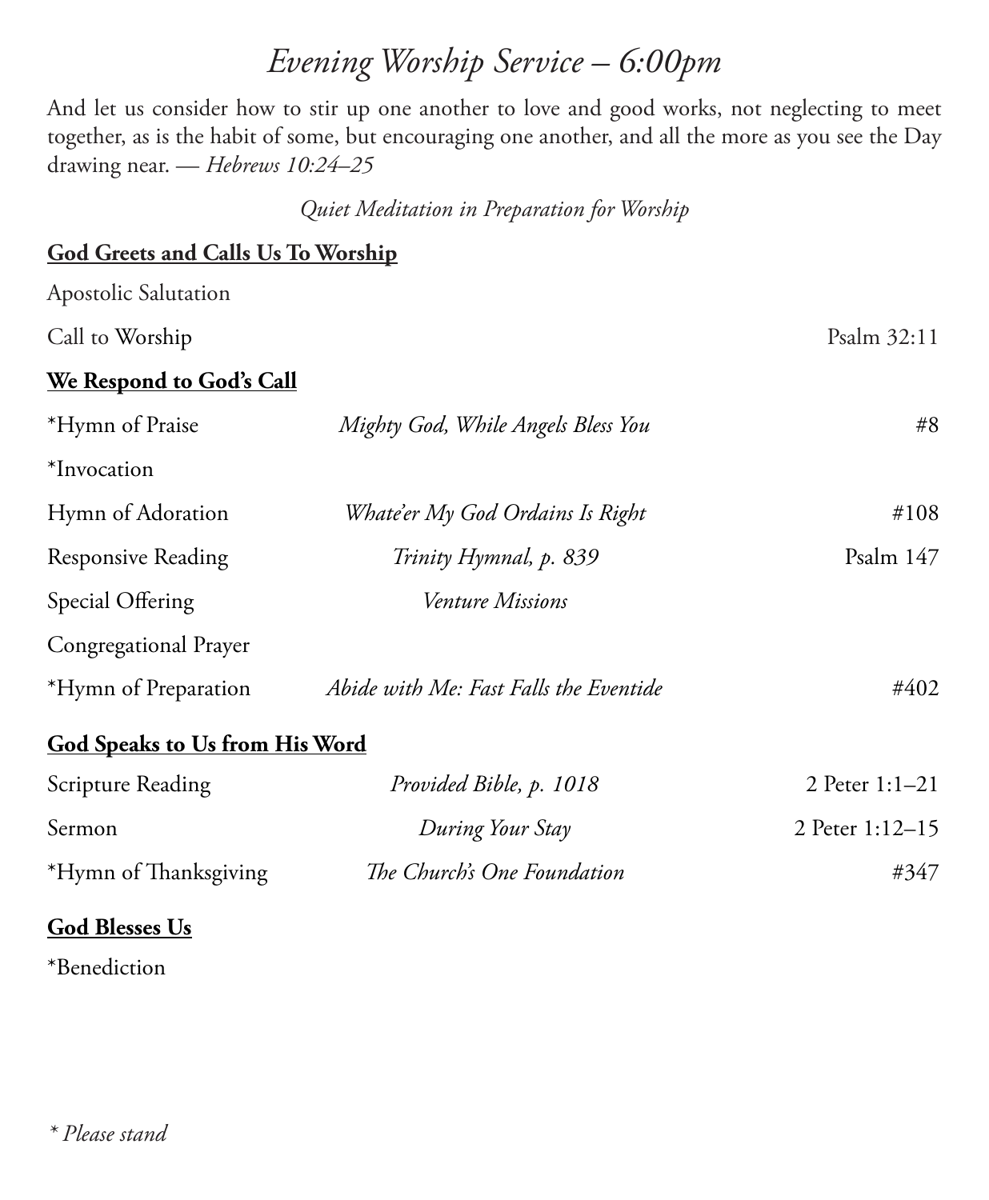# *Evening Worship Service – 6:00pm*

And let us consider how to stir up one another to love and good works, not neglecting to meet together, as is the habit of some, but encouraging one another, and all the more as you see the Day drawing near. — *Hebrews 10:24–25*

*Quiet Meditation in Preparation for Worship*

**God Greets and Calls Us To Worship**

| | | |
|---|---|---|
| Apostolic Salutation | | |
| Call to Worship | | Psalm 32:11 |

**We Respond to God's Call**

| | | |
|---|---|---|
| *Hymn of Praise | *Mighty God, While Angels Bless You* | #8 |
| *Invocation | | |
| Hymn of Adoration | *Whate'er My God Ordains Is Right* | #108 |
| Responsive Reading | *Trinity Hymnal, p. 839* | Psalm 147 |
| Special Offering | *Venture Missions* | |
| Congregational Prayer | | |
| *Hymn of Preparation | *Abide with Me: Fast Falls the Eventide* | #402 |

**God Speaks to Us from His Word**

| | | |
|---|---|---|
| Scripture Reading | *Provided Bible, p. 1018* | 2 Peter 1:1–21 |
| Sermon | *During Your Stay* | 2 Peter 1:12–15 |
| *Hymn of Thanksgiving | *The Church's One Foundation* | #347 |

**God Blesses Us**

*Benediction

*\* Please stand*